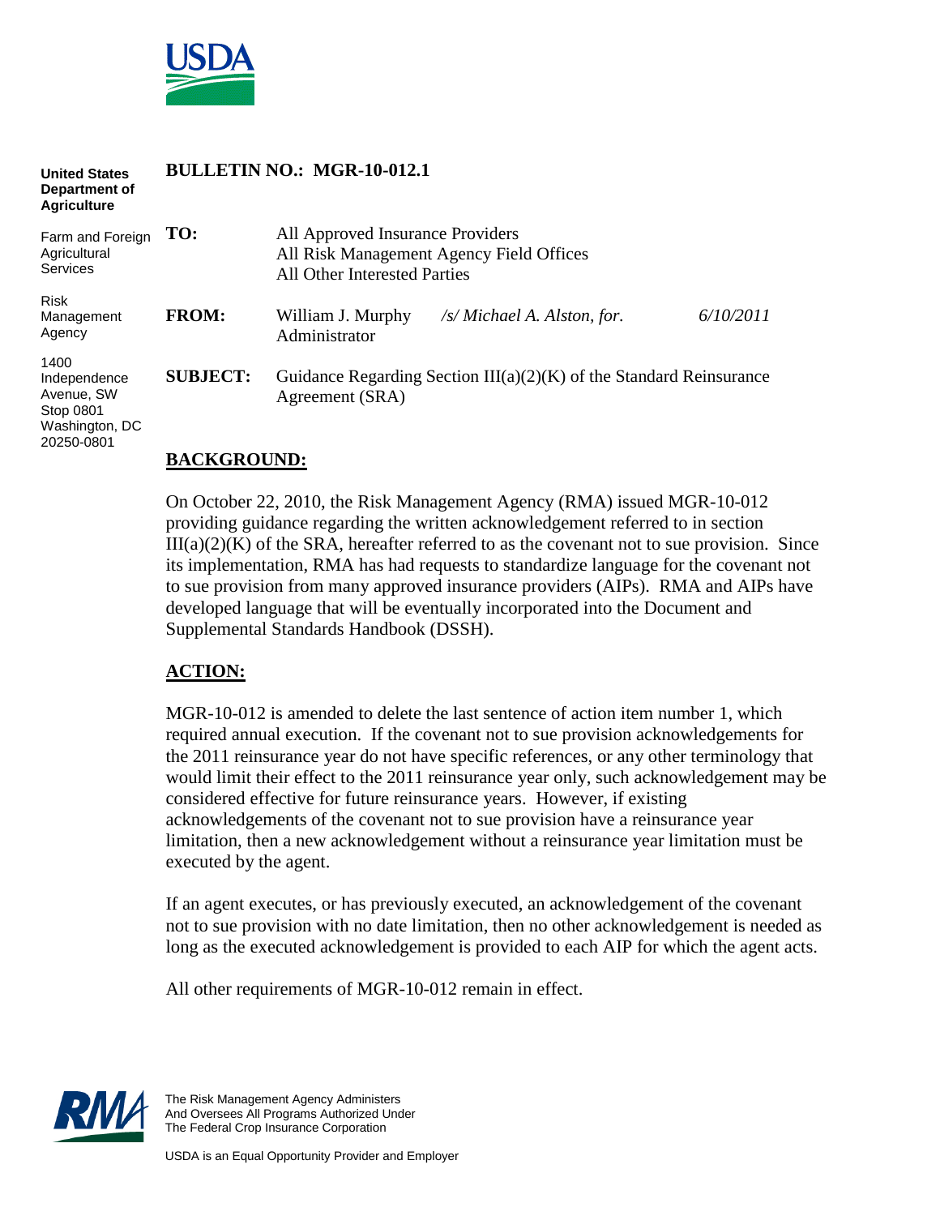United States Department of Agriculture

Farm and Foreign Agricultural Services

Risk Management Agency

1400 Independence Avenue, SW
Stop 0801
Washington, DC 20250-0801

**BULLETIN NO.: MGR-10-012.1**

**TO:** All Approved Insurance Providers
All Risk Management Agency Field Offices
All Other Interested Parties

**FROM:** William J. Murphy *&nbsp;&nbsp;&nbsp;/s/ Michael A. Alston, for.* *&nbsp;&nbsp;&nbsp;6/10/2011*
Administrator

**SUBJECT:** Guidance Regarding Section III(a)(2)(K) of the Standard Reinsurance Agreement (SRA)

## BACKGROUND:

On October 22, 2010, the Risk Management Agency (RMA) issued MGR-10-012 providing guidance regarding the written acknowledgement referred to in section III(a)(2)(K) of the SRA, hereafter referred to as the covenant not to sue provision. Since its implementation, RMA has had requests to standardize language for the covenant not to sue provision from many approved insurance providers (AIPs). RMA and AIPs have developed language that will be eventually incorporated into the Document and Supplemental Standards Handbook (DSSH).

## ACTION:

MGR-10-012 is amended to delete the last sentence of action item number 1, which required annual execution. If the covenant not to sue provision acknowledgements for the 2011 reinsurance year do not have specific references, or any other terminology that would limit their effect to the 2011 reinsurance year only, such acknowledgement may be considered effective for future reinsurance years. However, if existing acknowledgements of the covenant not to sue provision have a reinsurance year limitation, then a new acknowledgement without a reinsurance year limitation must be executed by the agent.

If an agent executes, or has previously executed, an acknowledgement of the covenant not to sue provision with no date limitation, then no other acknowledgement is needed as long as the executed acknowledgement is provided to each AIP for which the agent acts.

All other requirements of MGR-10-012 remain in effect.

The Risk Management Agency Administers And Oversees All Programs Authorized Under The Federal Crop Insurance Corporation

USDA is an Equal Opportunity Provider and Employer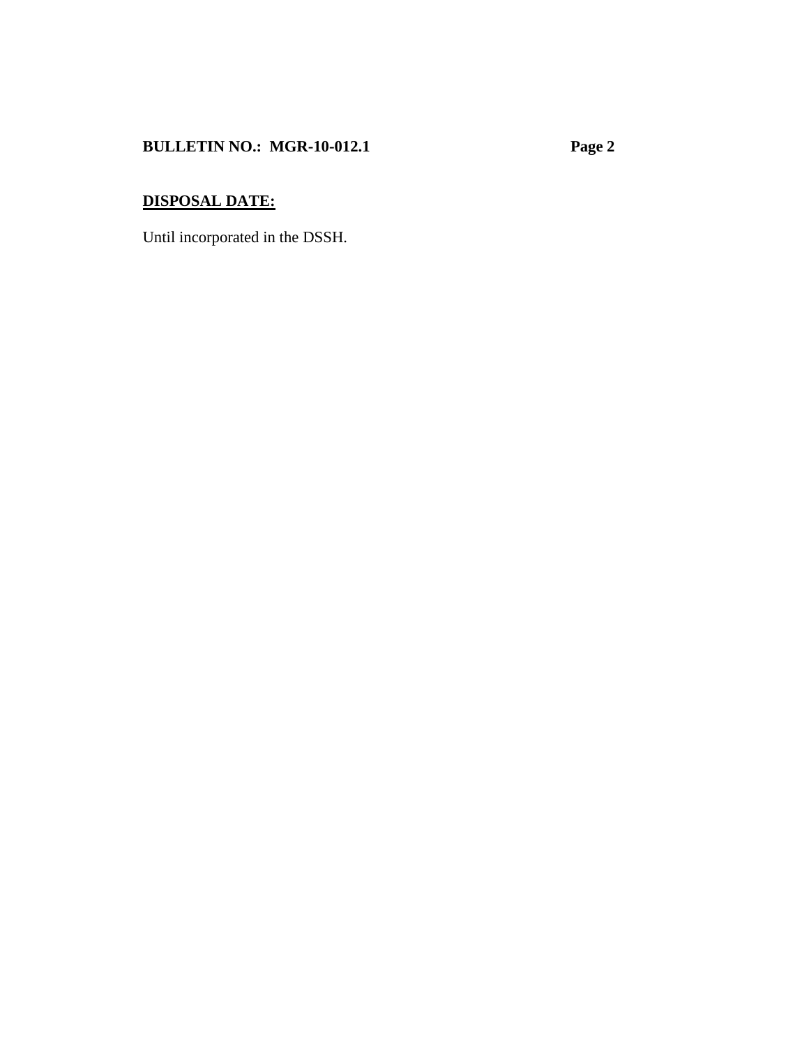## DISPOSAL DATE:

Until incorporated in the DSSH.